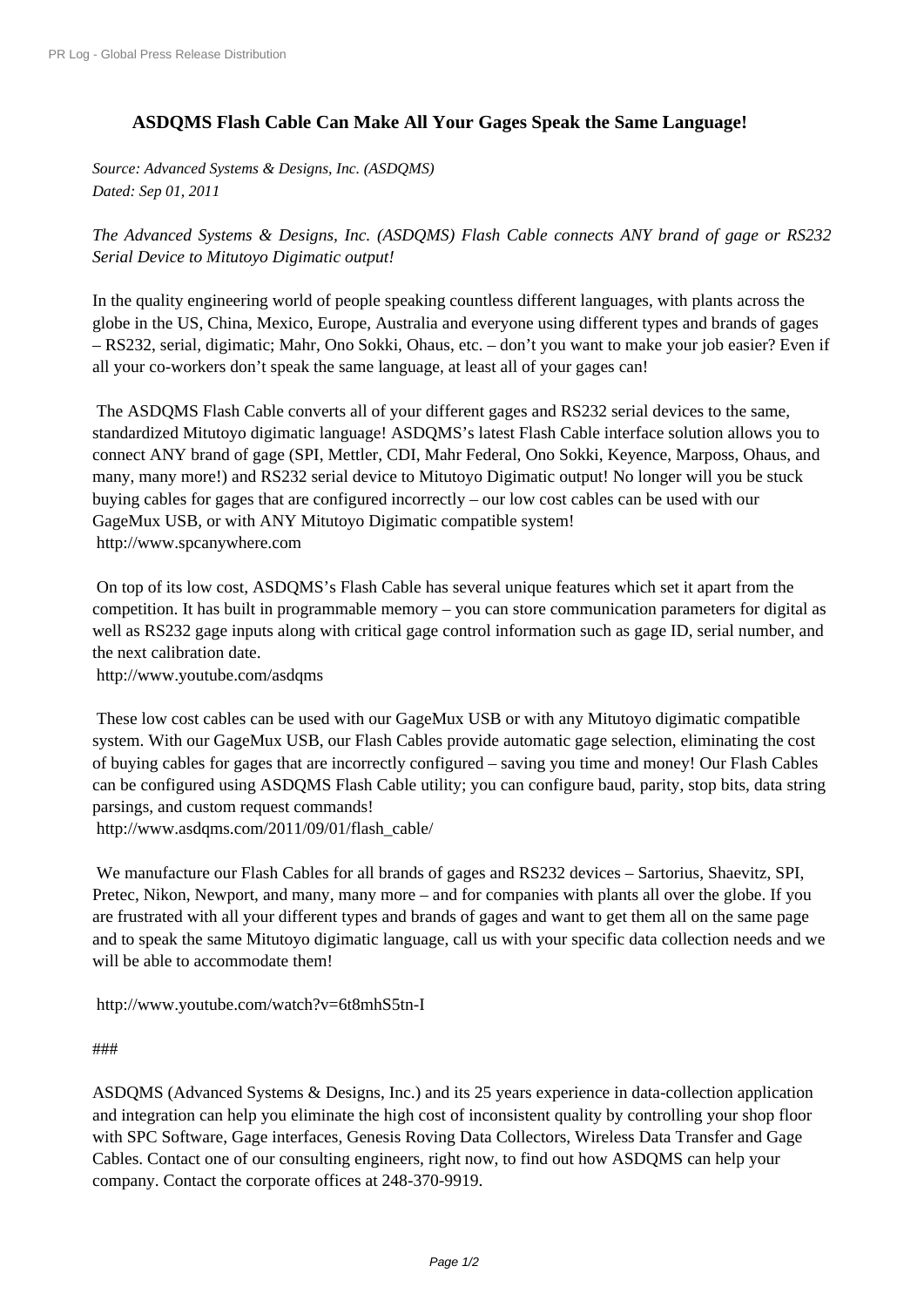# ASDQMS Flash Cable Can Make All Your Gages Speak the Same Language!

*Source: Advanced Systems & Designs, Inc. (ASDQMS)*
*Dated: Sep 01, 2011*

*The Advanced Systems & Designs, Inc. (ASDQMS) Flash Cable connects ANY brand of gage or RS232 Serial Device to Mitutoyo Digimatic output!*

In the quality engineering world of people speaking countless different languages, with plants across the globe in the US, China, Mexico, Europe, Australia and everyone using different types and brands of gages – RS232, serial, digimatic; Mahr, Ono Sokki, Ohaus, etc. – don't you want to make your job easier? Even if all your co-workers don't speak the same language, at least all of your gages can!

The ASDQMS Flash Cable converts all of your different gages and RS232 serial devices to the same, standardized Mitutoyo digimatic language! ASDQMS's latest Flash Cable interface solution allows you to connect ANY brand of gage (SPI, Mettler, CDI, Mahr Federal, Ono Sokki, Keyence, Marposs, Ohaus, and many, many more!) and RS232 serial device to Mitutoyo Digimatic output! No longer will you be stuck buying cables for gages that are configured incorrectly – our low cost cables can be used with our GageMux USB, or with ANY Mitutoyo Digimatic compatible system!
http://www.spcanywhere.com

On top of its low cost, ASDQMS's Flash Cable has several unique features which set it apart from the competition. It has built in programmable memory – you can store communication parameters for digital as well as RS232 gage inputs along with critical gage control information such as gage ID, serial number, and the next calibration date.
http://www.youtube.com/asdqms

These low cost cables can be used with our GageMux USB or with any Mitutoyo digimatic compatible system. With our GageMux USB, our Flash Cables provide automatic gage selection, eliminating the cost of buying cables for gages that are incorrectly configured – saving you time and money! Our Flash Cables can be configured using ASDQMS Flash Cable utility; you can configure baud, parity, stop bits, data string parsings, and custom request commands!
http://www.asdqms.com/2011/09/01/flash_cable/

We manufacture our Flash Cables for all brands of gages and RS232 devices – Sartorius, Shaevitz, SPI, Pretec, Nikon, Newport, and many, many more – and for companies with plants all over the globe. If you are frustrated with all your different types and brands of gages and want to get them all on the same page and to speak the same Mitutoyo digimatic language, call us with your specific data collection needs and we will be able to accommodate them!

http://www.youtube.com/watch?v=6t8mhS5tn-I

###

ASDQMS (Advanced Systems & Designs, Inc.) and its 25 years experience in data-collection application and integration can help you eliminate the high cost of inconsistent quality by controlling your shop floor with SPC Software, Gage interfaces, Genesis Roving Data Collectors, Wireless Data Transfer and Gage Cables. Contact one of our consulting engineers, right now, to find out how ASDQMS can help your company. Contact the corporate offices at 248-370-9919.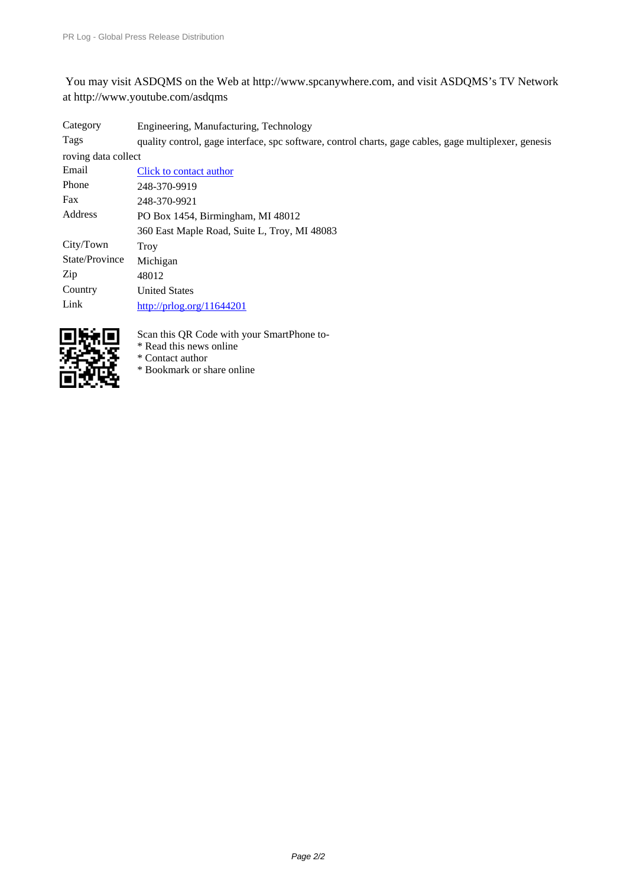You may visit ASDQMS on the Web at http://www.spcanywhere.com, and visit ASDQMS's TV Network at http://www.youtube.com/asdqms

| | |
|---|---|
| Category | Engineering, Manufacturing, Technology |
| Tags | quality control, gage interface, spc software, control charts, gage cables, gage multiplexer, genesis roving data collect |
| Email | Click to contact author |
| Phone | 248-370-9919 |
| Fax | 248-370-9921 |
| Address | PO Box 1454, Birmingham, MI 48012<br>360 East Maple Road, Suite L, Troy, MI 48083 |
| City/Town | Troy |
| State/Province | Michigan |
| Zip | 48012 |
| Country | United States |
| Link | http://prlog.org/11644201 |

Scan this QR Code with your SmartPhone to-
* Read this news online
* Contact author
* Bookmark or share online